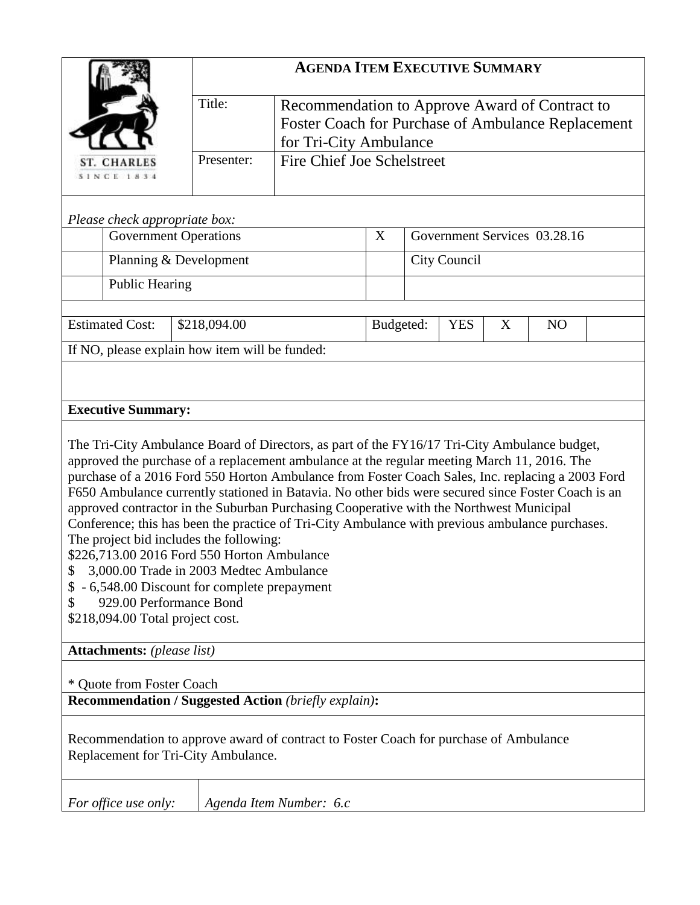ST. CHARLES
SINCE 1834

## AGENDA ITEM EXECUTIVE SUMMARY

| | |
|---|---|
| Title: | Recommendation to Approve Award of Contract to Foster Coach for Purchase of Ambulance Replacement for Tri-City Ambulance |
| Presenter: | Fire Chief Joe Schelstreet |

*Please check appropriate box:*

| | | | |
|---|---|---|---|
| | Government Operations | X | Government Services 03.28.16 |
| | Planning & Development | | City Council |
| | Public Hearing | | |

| Estimated Cost: | $218,094.00 | Budgeted: | YES | X | NO | |
|---|---|---|---|---|---|---|

If NO, please explain how item will be funded:

**Executive Summary:**

The Tri-City Ambulance Board of Directors, as part of the FY16/17 Tri-City Ambulance budget, approved the purchase of a replacement ambulance at the regular meeting March 11, 2016. The purchase of a 2016 Ford 550 Horton Ambulance from Foster Coach Sales, Inc. replacing a 2003 Ford F650 Ambulance currently stationed in Batavia. No other bids were secured since Foster Coach is an approved contractor in the Suburban Purchasing Cooperative with the Northwest Municipal Conference; this has been the practice of Tri-City Ambulance with previous ambulance purchases. The project bid includes the following:

$226,713.00 2016 Ford 550 Horton Ambulance
$ 3,000.00 Trade in 2003 Medtec Ambulance
$ - 6,548.00 Discount for complete prepayment
$ 929.00 Performance Bond
$218,094.00 Total project cost.

**Attachments:** *(please list)*

* Quote from Foster Coach

**Recommendation / Suggested Action** *(briefly explain)***:**

Recommendation to approve award of contract to Foster Coach for purchase of Ambulance Replacement for Tri-City Ambulance.

| *For office use only:* | *Agenda Item Number: 6.c* |
|---|---|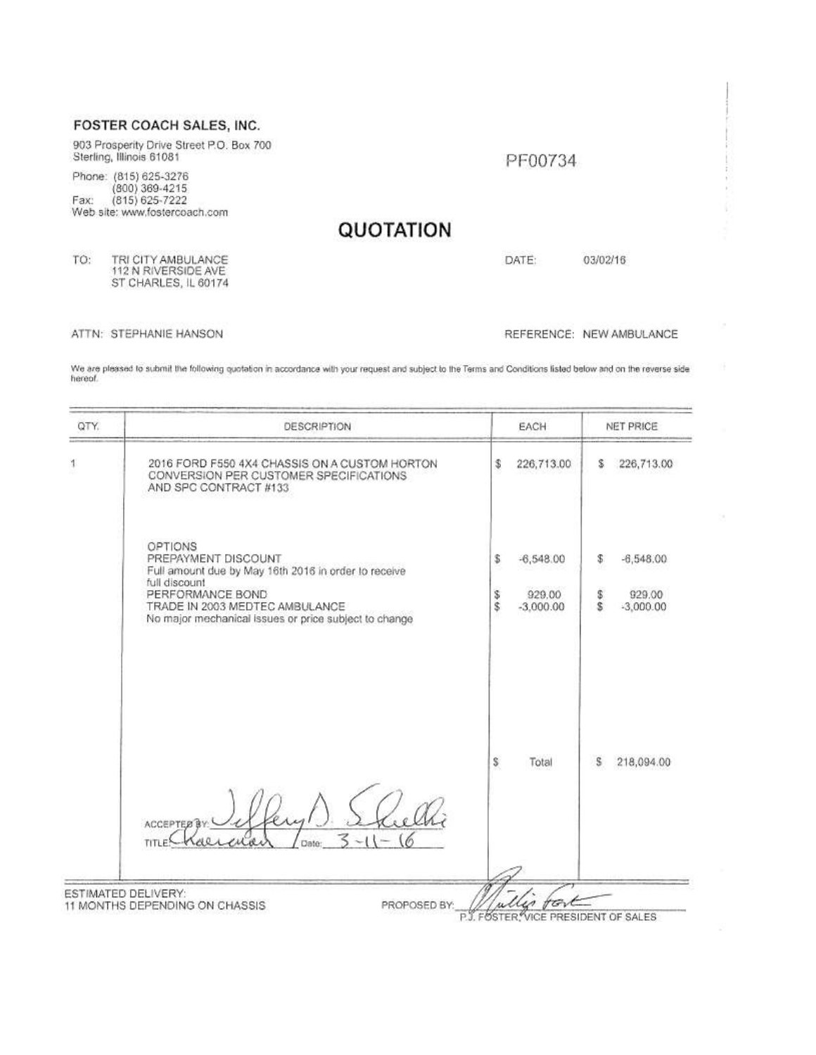## FOSTER COACH SALES, INC.

903 Prosperity Drive Street P.O. Box 700
Sterling, Illinois 61081

Phone: (815) 625-3276
(800) 369-4215
Fax: (815) 625-7222
Web site: www.fostercoach.com

PF00734

# QUOTATION

TO: TRI CITY AMBULANCE
112 N RIVERSIDE AVE
ST CHARLES, IL 60174

DATE: 03/02/16

ATTN: STEPHANIE HANSON

REFERENCE: NEW AMBULANCE

We are pleased to submit the following quotation in accordance with your request and subject to the Terms and Conditions listed below and on the reverse side hereof.

| QTY. | DESCRIPTION | EACH | NET PRICE |
|---|---|---|---|
| 1 | 2016 FORD F550 4X4 CHASSIS ON A CUSTOM HORTON CONVERSION PER CUSTOMER SPECIFICATIONS AND SPC CONTRACT #133 | $ 226,713.00 | $ 226,713.00 |
| | OPTIONS | | |
| | PREPAYMENT DISCOUNT<br>Full amount due by May 16th 2016 in order to receive full discount | $ -6,548.00 | $ -6,548.00 |
| | PERFORMANCE BOND | $ 929.00 | $ 929.00 |
| | TRADE IN 2003 MEDTEC AMBULANCE<br>No major mechanical issues or price subject to change | $ -3,000.00 | $ -3,000.00 |
| | | $ Total | $ 218,094.00 |

ACCEPTED BY: Jeffery D. Schielke
TITLE: Chairman Date: 3-11-16

ESTIMATED DELIVERY:
11 MONTHS DEPENDING ON CHASSIS

PROPOSED BY: Phillip Foster
P.J. FOSTER, VICE PRESIDENT OF SALES